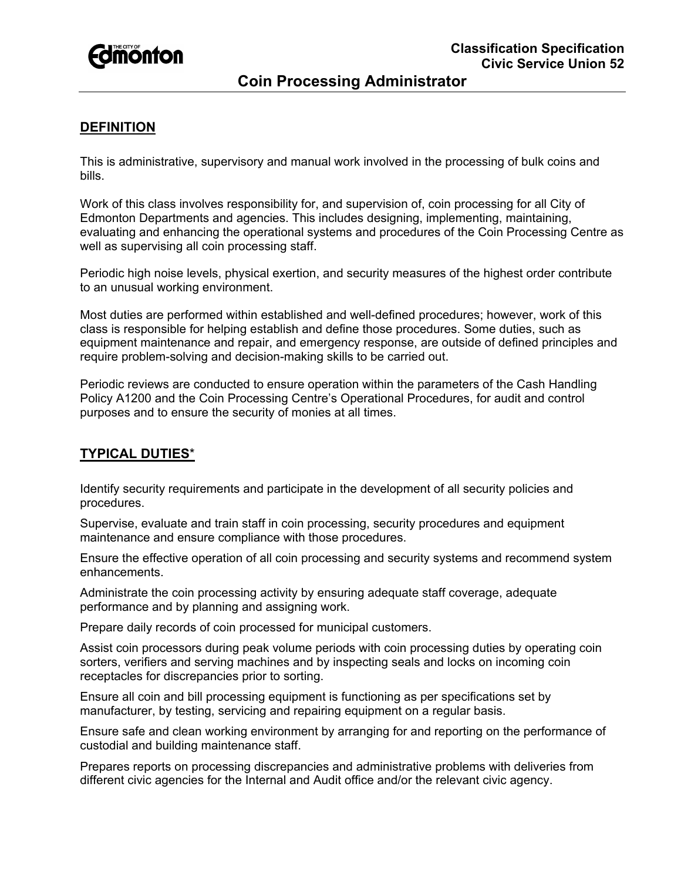**Classification Specification**
**Civic Service Union 52**

# Coin Processing Administrator

## DEFINITION

This is administrative, supervisory and manual work involved in the processing of bulk coins and bills.

Work of this class involves responsibility for, and supervision of, coin processing for all City of Edmonton Departments and agencies. This includes designing, implementing, maintaining, evaluating and enhancing the operational systems and procedures of the Coin Processing Centre as well as supervising all coin processing staff.

Periodic high noise levels, physical exertion, and security measures of the highest order contribute to an unusual working environment.

Most duties are performed within established and well-defined procedures; however, work of this class is responsible for helping establish and define those procedures. Some duties, such as equipment maintenance and repair, and emergency response, are outside of defined principles and require problem-solving and decision-making skills to be carried out.

Periodic reviews are conducted to ensure operation within the parameters of the Cash Handling Policy A1200 and the Coin Processing Centre's Operational Procedures, for audit and control purposes and to ensure the security of monies at all times.

## TYPICAL DUTIES*

Identify security requirements and participate in the development of all security policies and procedures.

Supervise, evaluate and train staff in coin processing, security procedures and equipment maintenance and ensure compliance with those procedures.

Ensure the effective operation of all coin processing and security systems and recommend system enhancements.

Administrate the coin processing activity by ensuring adequate staff coverage, adequate performance and by planning and assigning work.

Prepare daily records of coin processed for municipal customers.

Assist coin processors during peak volume periods with coin processing duties by operating coin sorters, verifiers and serving machines and by inspecting seals and locks on incoming coin receptacles for discrepancies prior to sorting.

Ensure all coin and bill processing equipment is functioning as per specifications set by manufacturer, by testing, servicing and repairing equipment on a regular basis.

Ensure safe and clean working environment by arranging for and reporting on the performance of custodial and building maintenance staff.

Prepares reports on processing discrepancies and administrative problems with deliveries from different civic agencies for the Internal and Audit office and/or the relevant civic agency.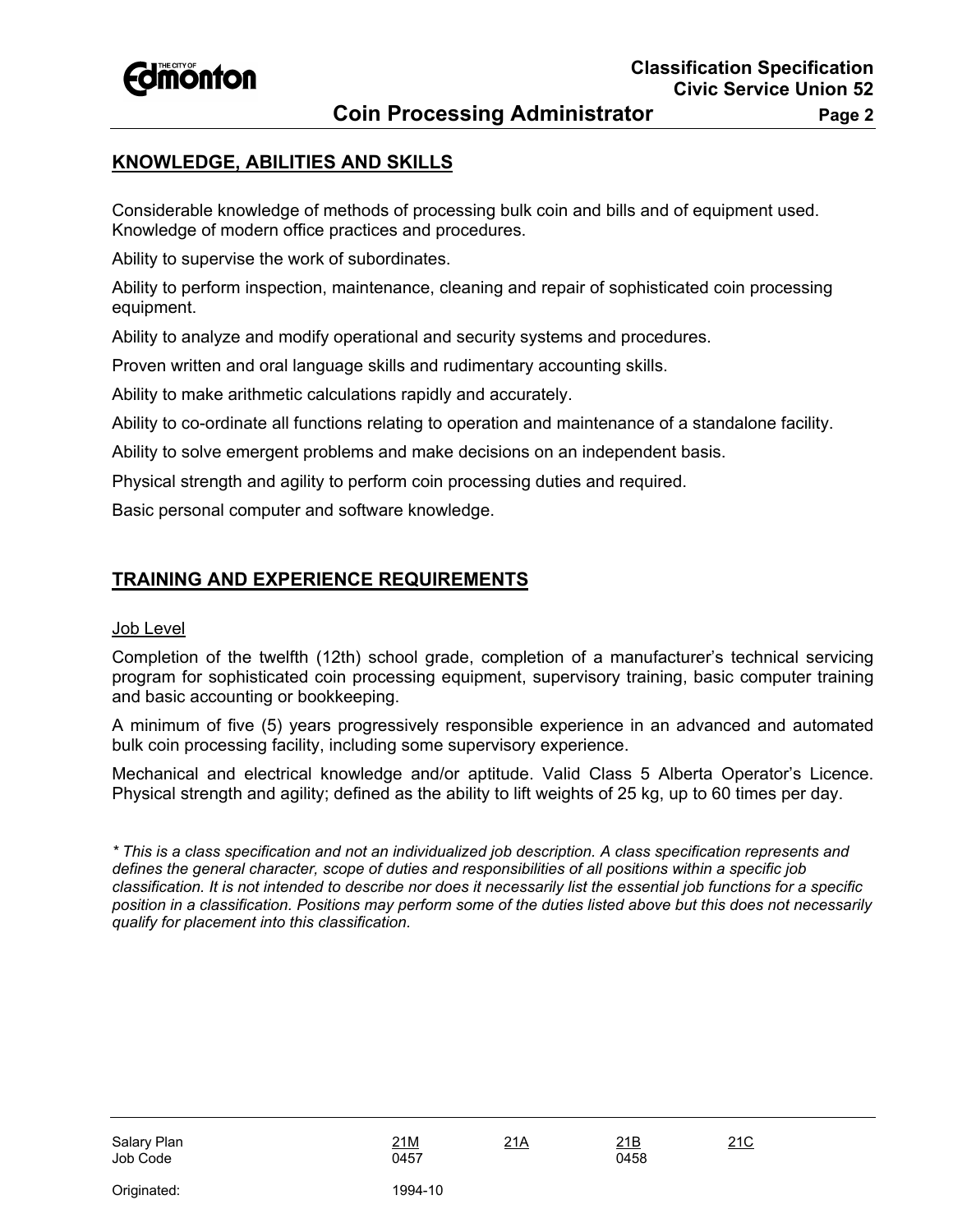## KNOWLEDGE, ABILITIES AND SKILLS

Considerable knowledge of methods of processing bulk coin and bills and of equipment used. Knowledge of modern office practices and procedures.

Ability to supervise the work of subordinates.

Ability to perform inspection, maintenance, cleaning and repair of sophisticated coin processing equipment.

Ability to analyze and modify operational and security systems and procedures.

Proven written and oral language skills and rudimentary accounting skills.

Ability to make arithmetic calculations rapidly and accurately.

Ability to co-ordinate all functions relating to operation and maintenance of a standalone facility.

Ability to solve emergent problems and make decisions on an independent basis.

Physical strength and agility to perform coin processing duties and required.

Basic personal computer and software knowledge.

## TRAINING AND EXPERIENCE REQUIREMENTS

Job Level

Completion of the twelfth (12th) school grade, completion of a manufacturer's technical servicing program for sophisticated coin processing equipment, supervisory training, basic computer training and basic accounting or bookkeeping.

A minimum of five (5) years progressively responsible experience in an advanced and automated bulk coin processing facility, including some supervisory experience.

Mechanical and electrical knowledge and/or aptitude. Valid Class 5 Alberta Operator's Licence. Physical strength and agility; defined as the ability to lift weights of 25 kg, up to 60 times per day.

*\* This is a class specification and not an individualized job description. A class specification represents and defines the general character, scope of duties and responsibilities of all positions within a specific job classification. It is not intended to describe nor does it necessarily list the essential job functions for a specific position in a classification. Positions may perform some of the duties listed above but this does not necessarily qualify for placement into this classification.*

| | | | | |
|---|---|---|---|---|
| Salary Plan | 21M | 21A | 21B | 21C |
| Job Code | 0457 | | 0458 | |
| Originated: | 1994-10 | | | |